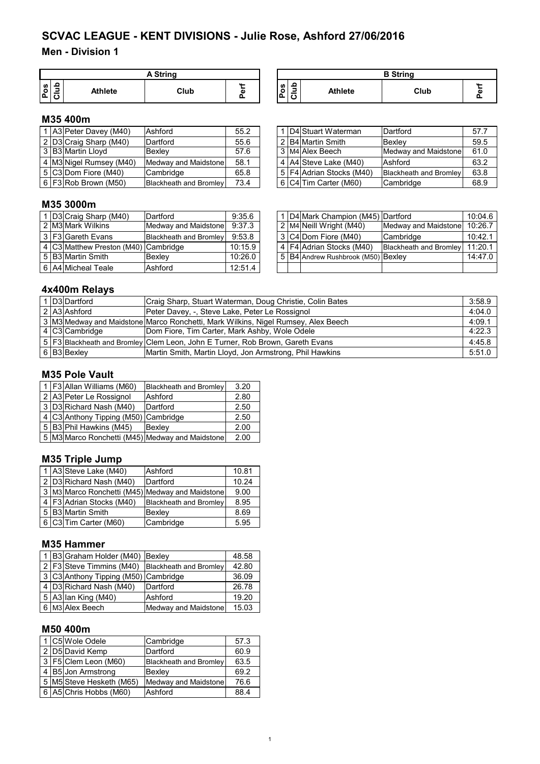# SCVAC LEAGUE - KENT DIVISIONS - Julie Rose, Ashford 27/06/2016

## Men - Division 1

### M35 400m

| A String | | | | | B String | | | | |
|---|---|---|---|---|---|---|---|---|---|
| Pos | Club | Athlete | Club | Perf | Pos | Club | Athlete | Club | Perf |
| 1 | A3 | Peter Davey (M40) | Ashford | 55.2 | 1 | D4 | Stuart Waterman | Dartford | 57.7 |
| 2 | D3 | Craig Sharp (M40) | Dartford | 55.6 | 2 | B4 | Martin Smith | Bexley | 59.5 |
| 3 | B3 | Martin Lloyd | Bexley | 57.6 | 3 | M4 | Alex Beech | Medway and Maidstone | 61.0 |
| 4 | M3 | Nigel Rumsey (M40) | Medway and Maidstone | 58.1 | 4 | A4 | Steve Lake (M40) | Ashford | 63.2 |
| 5 | C3 | Dom Fiore (M40) | Cambridge | 65.8 | 5 | F4 | Adrian Stocks (M40) | Blackheath and Bromley | 63.8 |
| 6 | F3 | Rob Brown (M50) | Blackheath and Bromley | 73.4 | 6 | C4 | Tim Carter (M60) | Cambridge | 68.9 |

### M35 3000m

| Pos | Club | Athlete | Club | Perf | Pos | Club | Athlete | Club | Perf |
|---|---|---|---|---|---|---|---|---|---|
| 1 | D3 | Craig Sharp (M40) | Dartford | 9:35.6 | 1 | D4 | Mark Champion (M45) | Dartford | 10:04.6 |
| 2 | M3 | Mark Wilkins | Medway and Maidstone | 9:37.3 | 2 | M4 | Neill Wright (M40) | Medway and Maidstone | 10:26.7 |
| 3 | F3 | Gareth Evans | Blackheath and Bromley | 9:53.8 | 3 | C4 | Dom Fiore (M40) | Cambridge | 10:42.1 |
| 4 | C3 | Matthew Preston (M40) | Cambridge | 10:15.9 | 4 | F4 | Adrian Stocks (M40) | Blackheath and Bromley | 11:20.1 |
| 5 | B3 | Martin Smith | Bexley | 10:26.0 | 5 | B4 | Andrew Rushbrook (M50) | Bexley | 14:47.0 |
| 6 | A4 | Micheal Teale | Ashford | 12:51.4 | | | | | |

### 4x400m Relays

| Pos | Club | Club | Athletes | Perf |
|---|---|---|---|---|
| 1 | D3 | Dartford | Craig Sharp, Stuart Waterman, Doug Christie, Colin Bates | 3:58.9 |
| 2 | A3 | Ashford | Peter Davey, -, Steve Lake, Peter Le Rossignol | 4:04.0 |
| 3 | M3 | Medway and Maidstone | Marco Ronchetti, Mark Wilkins, Nigel Rumsey, Alex Beech | 4:09.1 |
| 4 | C3 | Cambridge | Dom Fiore, Tim Carter, Mark Ashby, Wole Odele | 4:22.3 |
| 5 | F3 | Blackheath and Bromley | Clem Leon, John E Turner, Rob Brown, Gareth Evans | 4:45.8 |
| 6 | B3 | Bexley | Martin Smith, Martin Lloyd, Jon Armstrong, Phil Hawkins | 5:51.0 |

### M35 Pole Vault

| Pos | Club | Athlete | Club | Perf |
|---|---|---|---|---|
| 1 | F3 | Allan Williams (M60) | Blackheath and Bromley | 3.20 |
| 2 | A3 | Peter Le Rossignol | Ashford | 2.80 |
| 3 | D3 | Richard Nash (M40) | Dartford | 2.50 |
| 4 | C3 | Anthony Tipping (M50) | Cambridge | 2.50 |
| 5 | B3 | Phil Hawkins (M45) | Bexley | 2.00 |
| 5 | M3 | Marco Ronchetti (M45) | Medway and Maidstone | 2.00 |

### M35 Triple Jump

| Pos | Club | Athlete | Club | Perf |
|---|---|---|---|---|
| 1 | A3 | Steve Lake (M40) | Ashford | 10.81 |
| 2 | D3 | Richard Nash (M40) | Dartford | 10.24 |
| 3 | M3 | Marco Ronchetti (M45) | Medway and Maidstone | 9.00 |
| 4 | F3 | Adrian Stocks (M40) | Blackheath and Bromley | 8.95 |
| 5 | B3 | Martin Smith | Bexley | 8.69 |
| 6 | C3 | Tim Carter (M60) | Cambridge | 5.95 |

### M35 Hammer

| Pos | Club | Athlete | Club | Perf |
|---|---|---|---|---|
| 1 | B3 | Graham Holder (M40) | Bexley | 48.58 |
| 2 | F3 | Steve Timmins (M40) | Blackheath and Bromley | 42.80 |
| 3 | C3 | Anthony Tipping (M50) | Cambridge | 36.09 |
| 4 | D3 | Richard Nash (M40) | Dartford | 26.78 |
| 5 | A3 | Ian King (M40) | Ashford | 19.20 |
| 6 | M3 | Alex Beech | Medway and Maidstone | 15.03 |

### M50 400m

| Pos | Club | Athlete | Club | Perf |
|---|---|---|---|---|
| 1 | C5 | Wole Odele | Cambridge | 57.3 |
| 2 | D5 | David Kemp | Dartford | 60.9 |
| 3 | F5 | Clem Leon (M60) | Blackheath and Bromley | 63.5 |
| 4 | B5 | Jon Armstrong | Bexley | 69.2 |
| 5 | M5 | Steve Hesketh (M65) | Medway and Maidstone | 76.6 |
| 6 | A5 | Chris Hobbs (M60) | Ashford | 88.4 |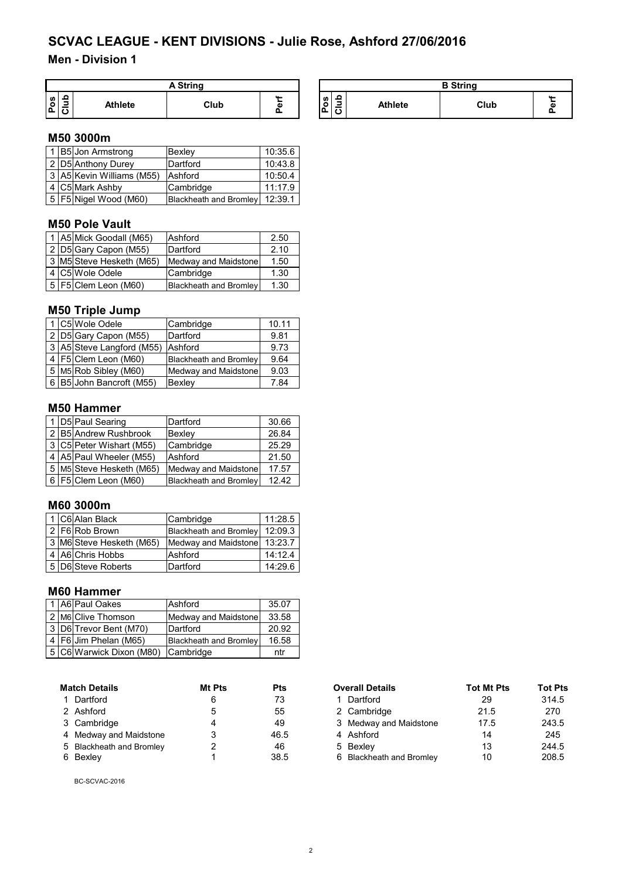# SCVAC LEAGUE - KENT DIVISIONS - Julie Rose, Ashford 27/06/2016

## Men - Division 1

| A String | | | | | | B String | | | | |
|---|---|---|---|---|---|---|---|---|---|---|
| Pos | Club | Athlete | Club | Perf | | Pos | Club | Athlete | Club | Perf |

### M50 3000m

| Pos | Club | Athlete | Club | Perf |
|---|---|---|---|---|
| 1 | B5 | Jon Armstrong | Bexley | 10:35.6 |
| 2 | D5 | Anthony Durey | Dartford | 10:43.8 |
| 3 | A5 | Kevin Williams (M55) | Ashford | 10:50.4 |
| 4 | C5 | Mark Ashby | Cambridge | 11:17.9 |
| 5 | F5 | Nigel Wood (M60) | Blackheath and Bromley | 12:39.1 |

### M50 Pole Vault

| Pos | Club | Athlete | Club | Perf |
|---|---|---|---|---|
| 1 | A5 | Mick Goodall (M65) | Ashford | 2.50 |
| 2 | D5 | Gary Capon (M55) | Dartford | 2.10 |
| 3 | M5 | Steve Hesketh (M65) | Medway and Maidstone | 1.50 |
| 4 | C5 | Wole Odele | Cambridge | 1.30 |
| 5 | F5 | Clem Leon (M60) | Blackheath and Bromley | 1.30 |

### M50 Triple Jump

| Pos | Club | Athlete | Club | Perf |
|---|---|---|---|---|
| 1 | C5 | Wole Odele | Cambridge | 10.11 |
| 2 | D5 | Gary Capon (M55) | Dartford | 9.81 |
| 3 | A5 | Steve Langford (M55) | Ashford | 9.73 |
| 4 | F5 | Clem Leon (M60) | Blackheath and Bromley | 9.64 |
| 5 | M5 | Rob Sibley (M60) | Medway and Maidstone | 9.03 |
| 6 | B5 | John Bancroft (M55) | Bexley | 7.84 |

### M50 Hammer

| Pos | Club | Athlete | Club | Perf |
|---|---|---|---|---|
| 1 | D5 | Paul Searing | Dartford | 30.66 |
| 2 | B5 | Andrew Rushbrook | Bexley | 26.84 |
| 3 | C5 | Peter Wishart (M55) | Cambridge | 25.29 |
| 4 | A5 | Paul Wheeler (M55) | Ashford | 21.50 |
| 5 | M5 | Steve Hesketh (M65) | Medway and Maidstone | 17.57 |
| 6 | F5 | Clem Leon (M60) | Blackheath and Bromley | 12.42 |

### M60 3000m

| Pos | Club | Athlete | Club | Perf |
|---|---|---|---|---|
| 1 | C6 | Alan Black | Cambridge | 11:28.5 |
| 2 | F6 | Rob Brown | Blackheath and Bromley | 12:09.3 |
| 3 | M6 | Steve Hesketh (M65) | Medway and Maidstone | 13:23.7 |
| 4 | A6 | Chris Hobbs | Ashford | 14:12.4 |
| 5 | D6 | Steve Roberts | Dartford | 14:29.6 |

### M60 Hammer

| Pos | Club | Athlete | Club | Perf |
|---|---|---|---|---|
| 1 | A6 | Paul Oakes | Ashford | 35.07 |
| 2 | M6 | Clive Thomson | Medway and Maidstone | 33.58 |
| 3 | D6 | Trevor Bent (M70) | Dartford | 20.92 |
| 4 | F6 | Jim Phelan (M65) | Blackheath and Bromley | 16.58 |
| 5 | C6 | Warwick Dixon (M80) | Cambridge | ntr |

| Match Details | Mt Pts | Pts |
|---|---|---|
| 1 Dartford | 6 | 73 |
| 2 Ashford | 5 | 55 |
| 3 Cambridge | 4 | 49 |
| 4 Medway and Maidstone | 3 | 46.5 |
| 5 Blackheath and Bromley | 2 | 46 |
| 6 Bexley | 1 | 38.5 |

| Overall Details | Tot Mt Pts | Tot Pts |
|---|---|---|
| 1 Dartford | 29 | 314.5 |
| 2 Cambridge | 21.5 | 270 |
| 3 Medway and Maidstone | 17.5 | 243.5 |
| 4 Ashford | 14 | 245 |
| 5 Bexley | 13 | 244.5 |
| 6 Blackheath and Bromley | 10 | 208.5 |

BC-SCVAC-2016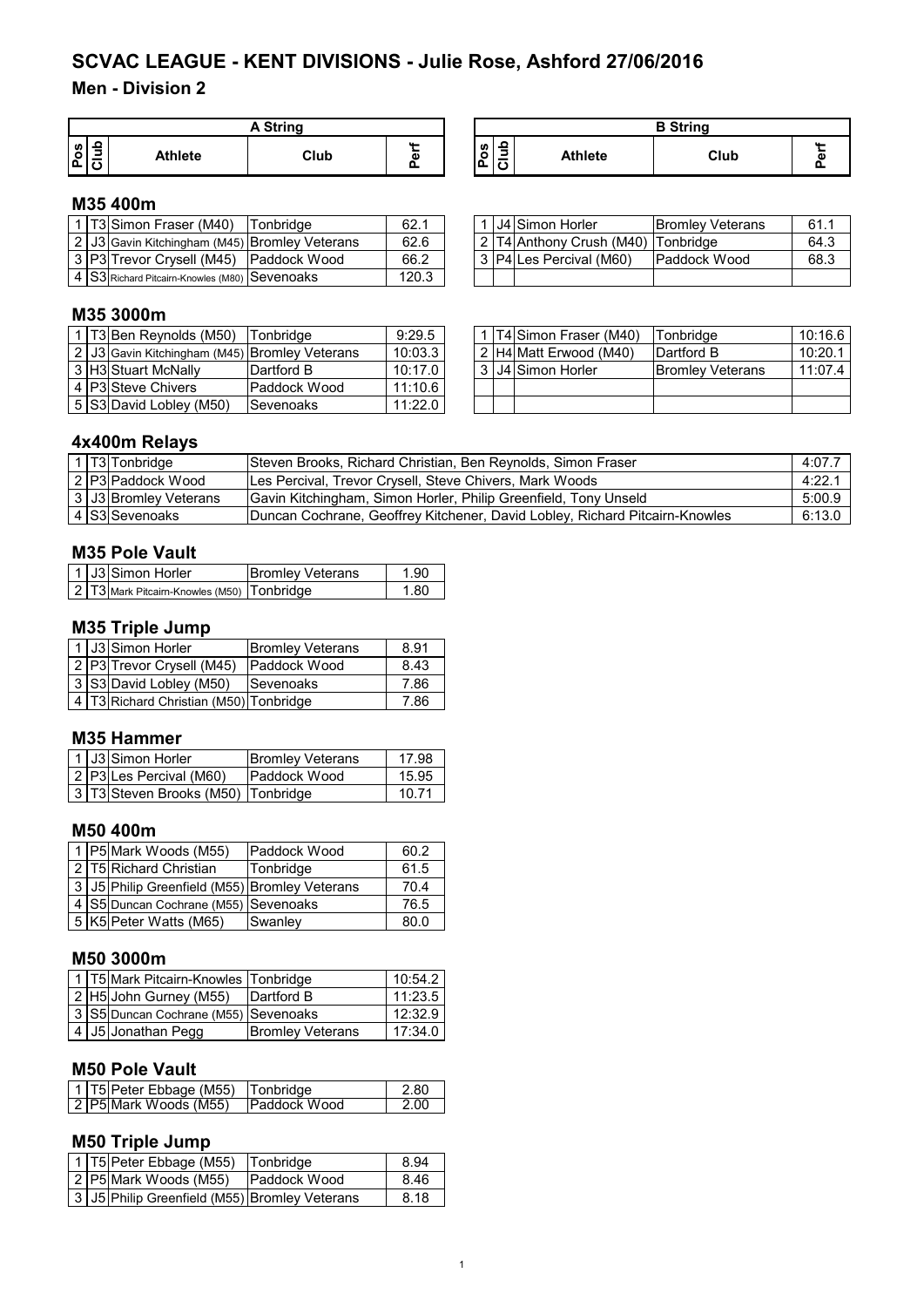# SCVAC LEAGUE - KENT DIVISIONS - Julie Rose, Ashford 27/06/2016

## Men - Division 2

### M35 400m

**A String**

| Pos | Club | Athlete | Club | Perf |
|---|---|---|---|---|
| 1 | T3 | Simon Fraser (M40) | Tonbridge | 62.1 |
| 2 | J3 | Gavin Kitchingham (M45) | Bromley Veterans | 62.6 |
| 3 | P3 | Trevor Crysell (M45) | Paddock Wood | 66.2 |
| 4 | S3 | Richard Pitcairn-Knowles (M80) | Sevenoaks | 120.3 |

**B String**

| Pos | Club | Athlete | Club | Perf |
|---|---|---|---|---|
| 1 | J4 | Simon Horler | Bromley Veterans | 61.1 |
| 2 | T4 | Anthony Crush (M40) | Tonbridge | 64.3 |
| 3 | P4 | Les Percival (M60) | Paddock Wood | 68.3 |

### M35 3000m

**A String**

| Pos | Club | Athlete | Club | Perf |
|---|---|---|---|---|
| 1 | T3 | Ben Reynolds (M50) | Tonbridge | 9:29.5 |
| 2 | J3 | Gavin Kitchingham (M45) | Bromley Veterans | 10:03.3 |
| 3 | H3 | Stuart McNally | Dartford B | 10:17.0 |
| 4 | P3 | Steve Chivers | Paddock Wood | 11:10.6 |
| 5 | S3 | David Lobley (M50) | Sevenoaks | 11:22.0 |

**B String**

| Pos | Club | Athlete | Club | Perf |
|---|---|---|---|---|
| 1 | T4 | Simon Fraser (M40) | Tonbridge | 10:16.6 |
| 2 | H4 | Matt Erwood (M40) | Dartford B | 10:20.1 |
| 3 | J4 | Simon Horler | Bromley Veterans | 11:07.4 |

### 4x400m Relays

| Pos | Club | Club | Athletes | Perf |
|---|---|---|---|---|
| 1 | T3 | Tonbridge | Steven Brooks, Richard Christian, Ben Reynolds, Simon Fraser | 4:07.7 |
| 2 | P3 | Paddock Wood | Les Percival, Trevor Crysell, Steve Chivers, Mark Woods | 4:22.1 |
| 3 | J3 | Bromley Veterans | Gavin Kitchingham, Simon Horler, Philip Greenfield, Tony Unseld | 5:00.9 |
| 4 | S3 | Sevenoaks | Duncan Cochrane, Geoffrey Kitchener, David Lobley, Richard Pitcairn-Knowles | 6:13.0 |

### M35 Pole Vault

| Pos | Club | Athlete | Club | Perf |
|---|---|---|---|---|
| 1 | J3 | Simon Horler | Bromley Veterans | 1.90 |
| 2 | T3 | Mark Pitcairn-Knowles (M50) | Tonbridge | 1.80 |

### M35 Triple Jump

| Pos | Club | Athlete | Club | Perf |
|---|---|---|---|---|
| 1 | J3 | Simon Horler | Bromley Veterans | 8.91 |
| 2 | P3 | Trevor Crysell (M45) | Paddock Wood | 8.43 |
| 3 | S3 | David Lobley (M50) | Sevenoaks | 7.86 |
| 4 | T3 | Richard Christian (M50) | Tonbridge | 7.86 |

### M35 Hammer

| Pos | Club | Athlete | Club | Perf |
|---|---|---|---|---|
| 1 | J3 | Simon Horler | Bromley Veterans | 17.98 |
| 2 | P3 | Les Percival (M60) | Paddock Wood | 15.95 |
| 3 | T3 | Steven Brooks (M50) | Tonbridge | 10.71 |

### M50 400m

| Pos | Club | Athlete | Club | Perf |
|---|---|---|---|---|
| 1 | P5 | Mark Woods (M55) | Paddock Wood | 60.2 |
| 2 | T5 | Richard Christian | Tonbridge | 61.5 |
| 3 | J5 | Philip Greenfield (M55) | Bromley Veterans | 70.4 |
| 4 | S5 | Duncan Cochrane (M55) | Sevenoaks | 76.5 |
| 5 | K5 | Peter Watts (M65) | Swanley | 80.0 |

### M50 3000m

| Pos | Club | Athlete | Club | Perf |
|---|---|---|---|---|
| 1 | T5 | Mark Pitcairn-Knowles | Tonbridge | 10:54.2 |
| 2 | H5 | John Gurney (M55) | Dartford B | 11:23.5 |
| 3 | S5 | Duncan Cochrane (M55) | Sevenoaks | 12:32.9 |
| 4 | J5 | Jonathan Pegg | Bromley Veterans | 17:34.0 |

### M50 Pole Vault

| Pos | Club | Athlete | Club | Perf |
|---|---|---|---|---|
| 1 | T5 | Peter Ebbage (M55) | Tonbridge | 2.80 |
| 2 | P5 | Mark Woods (M55) | Paddock Wood | 2.00 |

### M50 Triple Jump

| Pos | Club | Athlete | Club | Perf |
|---|---|---|---|---|
| 1 | T5 | Peter Ebbage (M55) | Tonbridge | 8.94 |
| 2 | P5 | Mark Woods (M55) | Paddock Wood | 8.46 |
| 3 | J5 | Philip Greenfield (M55) | Bromley Veterans | 8.18 |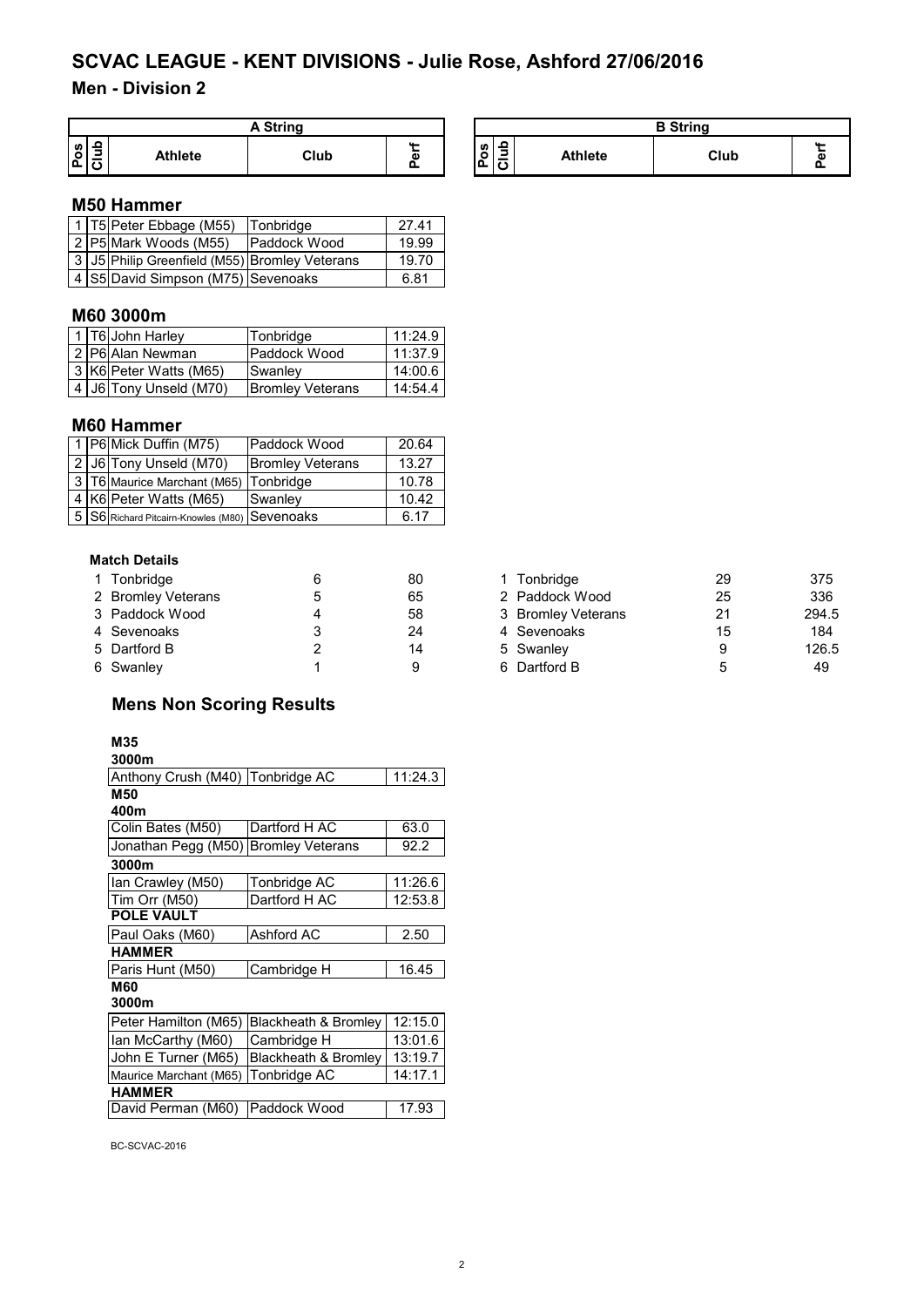# SCVAC LEAGUE - KENT DIVISIONS - Julie Rose, Ashford 27/06/2016

## Men - Division 2

| A String | | | | | | B String | | | | |
|---|---|---|---|---|---|---|---|---|---|---|
| Pos | Club | Athlete | Club | Perf | | Pos | Club | Athlete | Club | Perf |

### M50 Hammer

| Pos | Club | Athlete | Club | Perf |
|---|---|---|---|---|
| 1 | T5 | Peter Ebbage (M55) | Tonbridge | 27.41 |
| 2 | P5 | Mark Woods (M55) | Paddock Wood | 19.99 |
| 3 | J5 | Philip Greenfield (M55) | Bromley Veterans | 19.70 |
| 4 | S5 | David Simpson (M75) | Sevenoaks | 6.81 |

### M60 3000m

| Pos | Club | Athlete | Club | Perf |
|---|---|---|---|---|
| 1 | T6 | John Harley | Tonbridge | 11:24.9 |
| 2 | P6 | Alan Newman | Paddock Wood | 11:37.9 |
| 3 | K6 | Peter Watts (M65) | Swanley | 14:00.6 |
| 4 | J6 | Tony Unseld (M70) | Bromley Veterans | 14:54.4 |

### M60 Hammer

| Pos | Club | Athlete | Club | Perf |
|---|---|---|---|---|
| 1 | P6 | Mick Duffin (M75) | Paddock Wood | 20.64 |
| 2 | J6 | Tony Unseld (M70) | Bromley Veterans | 13.27 |
| 3 | T6 | Maurice Marchant (M65) | Tonbridge | 10.78 |
| 4 | K6 | Peter Watts (M65) | Swanley | 10.42 |
| 5 | S6 | Richard Pitcairn-Knowles (M80) | Sevenoaks | 6.17 |

#### Match Details

| Pos | Club | Points | Total | | Pos | Club | Points | Total |
|---|---|---|---|---|---|---|---|---|
| 1 | Tonbridge | 6 | 80 | | 1 | Tonbridge | 29 | 375 |
| 2 | Bromley Veterans | 5 | 65 | | 2 | Paddock Wood | 25 | 336 |
| 3 | Paddock Wood | 4 | 58 | | 3 | Bromley Veterans | 21 | 294.5 |
| 4 | Sevenoaks | 3 | 24 | | 4 | Sevenoaks | 15 | 184 |
| 5 | Dartford B | 2 | 14 | | 5 | Swanley | 9 | 126.5 |
| 6 | Swanley | 1 | 9 | | 6 | Dartford B | 5 | 49 |

## Mens Non Scoring Results

**M35**

**3000m**

| Athlete | Club | Perf |
|---|---|---|
| Anthony Crush (M40) | Tonbridge AC | 11:24.3 |

**M50**

**400m**

| Athlete | Club | Perf |
|---|---|---|
| Colin Bates (M50) | Dartford H AC | 63.0 |
| Jonathan Pegg (M50) | Bromley Veterans | 92.2 |

**3000m**

| Athlete | Club | Perf |
|---|---|---|
| Ian Crawley (M50) | Tonbridge AC | 11:26.6 |
| Tim Orr (M50) | Dartford H AC | 12:53.8 |

**POLE VAULT**

| Athlete | Club | Perf |
|---|---|---|
| Paul Oaks (M60) | Ashford AC | 2.50 |

**HAMMER**

| Athlete | Club | Perf |
|---|---|---|
| Paris Hunt (M50) | Cambridge H | 16.45 |

**M60**

**3000m**

| Athlete | Club | Perf |
|---|---|---|
| Peter Hamilton (M65) | Blackheath & Bromley | 12:15.0 |
| Ian McCarthy (M60) | Cambridge H | 13:01.6 |
| John E Turner (M65) | Blackheath & Bromley | 13:19.7 |
| Maurice Marchant (M65) | Tonbridge AC | 14:17.1 |

**HAMMER**

| Athlete | Club | Perf |
|---|---|---|
| David Perman (M60) | Paddock Wood | 17.93 |

BC-SCVAC-2016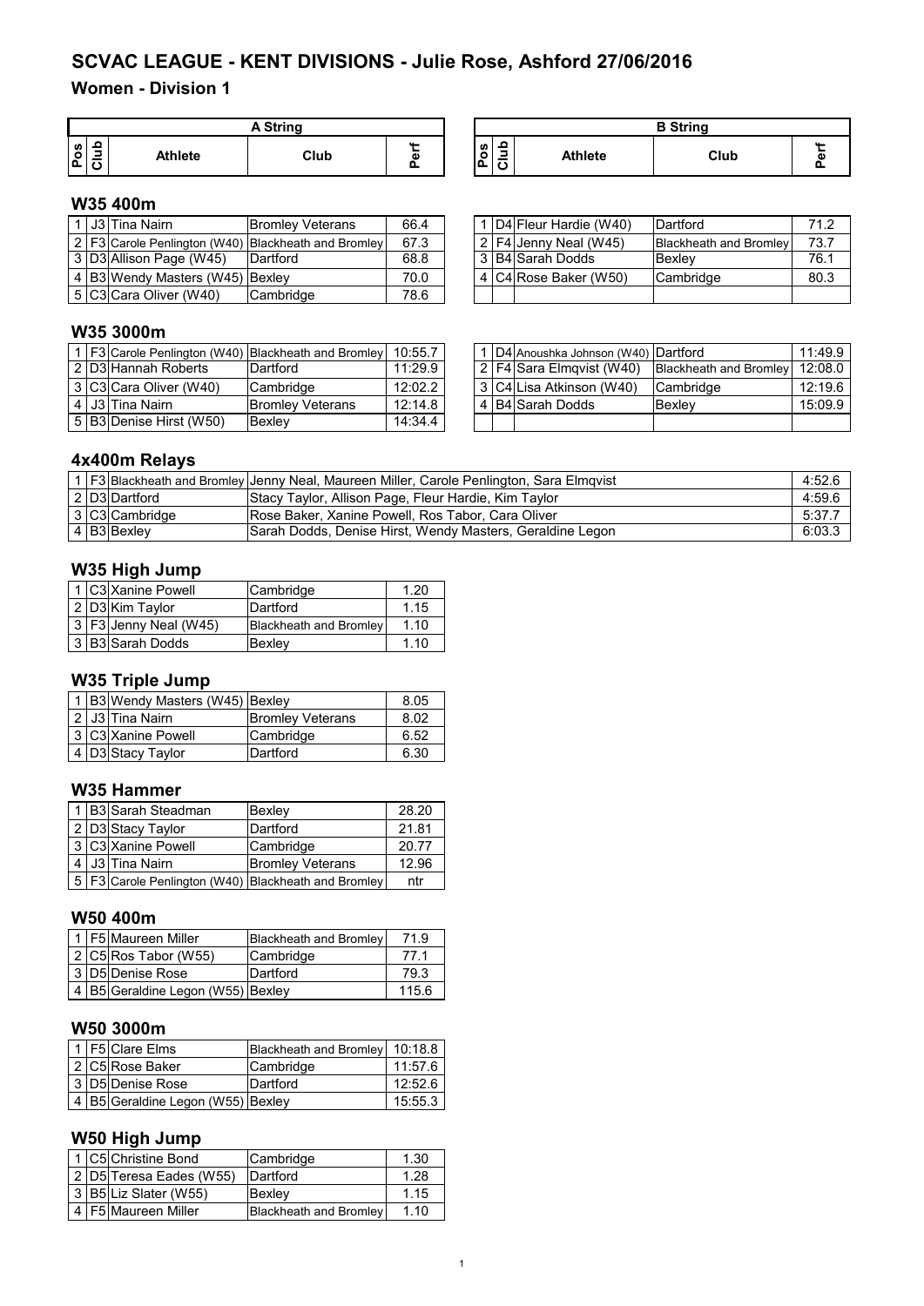# SCVAC LEAGUE - KENT DIVISIONS - Julie Rose, Ashford 27/06/2016

## Women - Division 1

### W35 400m

**A String**

| Pos | Club | Athlete | Club | Perf |
|---|---|---|---|---|
| 1 | J3 | Tina Nairn | Bromley Veterans | 66.4 |
| 2 | F3 | Carole Penlington (W40) | Blackheath and Bromley | 67.3 |
| 3 | D3 | Allison Page (W45) | Dartford | 68.8 |
| 4 | B3 | Wendy Masters (W45) | Bexley | 70.0 |
| 5 | C3 | Cara Oliver (W40) | Cambridge | 78.6 |

**B String**

| Pos | Club | Athlete | Club | Perf |
|---|---|---|---|---|
| 1 | D4 | Fleur Hardie (W40) | Dartford | 71.2 |
| 2 | F4 | Jenny Neal (W45) | Blackheath and Bromley | 73.7 |
| 3 | B4 | Sarah Dodds | Bexley | 76.1 |
| 4 | C4 | Rose Baker (W50) | Cambridge | 80.3 |

### W35 3000m

**A String**

| Pos | Club | Athlete | Club | Perf |
|---|---|---|---|---|
| 1 | F3 | Carole Penlington (W40) | Blackheath and Bromley | 10:55.7 |
| 2 | D3 | Hannah Roberts | Dartford | 11:29.9 |
| 3 | C3 | Cara Oliver (W40) | Cambridge | 12:02.2 |
| 4 | J3 | Tina Nairn | Bromley Veterans | 12:14.8 |
| 5 | B3 | Denise Hirst (W50) | Bexley | 14:34.4 |

**B String**

| Pos | Club | Athlete | Club | Perf |
|---|---|---|---|---|
| 1 | D4 | Anoushka Johnson (W40) | Dartford | 11:49.9 |
| 2 | F4 | Sara Elmqvist (W40) | Blackheath and Bromley | 12:08.0 |
| 3 | C4 | Lisa Atkinson (W40) | Cambridge | 12:19.6 |
| 4 | B4 | Sarah Dodds | Bexley | 15:09.9 |

### 4x400m Relays

| Pos | Club | Team | Athletes | Perf |
|---|---|---|---|---|
| 1 | F3 | Blackheath and Bromley | Jenny Neal, Maureen Miller, Carole Penlington, Sara Elmqvist | 4:52.6 |
| 2 | D3 | Dartford | Stacy Taylor, Allison Page, Fleur Hardie, Kim Taylor | 4:59.6 |
| 3 | C3 | Cambridge | Rose Baker, Xanine Powell, Ros Tabor, Cara Oliver | 5:37.7 |
| 4 | B3 | Bexley | Sarah Dodds, Denise Hirst, Wendy Masters, Geraldine Legon | 6:03.3 |

### W35 High Jump

| Pos | Club | Athlete | Club | Perf |
|---|---|---|---|---|
| 1 | C3 | Xanine Powell | Cambridge | 1.20 |
| 2 | D3 | Kim Taylor | Dartford | 1.15 |
| 3 | F3 | Jenny Neal (W45) | Blackheath and Bromley | 1.10 |
| 3 | B3 | Sarah Dodds | Bexley | 1.10 |

### W35 Triple Jump

| Pos | Club | Athlete | Club | Perf |
|---|---|---|---|---|
| 1 | B3 | Wendy Masters (W45) | Bexley | 8.05 |
| 2 | J3 | Tina Nairn | Bromley Veterans | 8.02 |
| 3 | C3 | Xanine Powell | Cambridge | 6.52 |
| 4 | D3 | Stacy Taylor | Dartford | 6.30 |

### W35 Hammer

| Pos | Club | Athlete | Club | Perf |
|---|---|---|---|---|
| 1 | B3 | Sarah Steadman | Bexley | 28.20 |
| 2 | D3 | Stacy Taylor | Dartford | 21.81 |
| 3 | C3 | Xanine Powell | Cambridge | 20.77 |
| 4 | J3 | Tina Nairn | Bromley Veterans | 12.96 |
| 5 | F3 | Carole Penlington (W40) | Blackheath and Bromley | ntr |

### W50 400m

| Pos | Club | Athlete | Club | Perf |
|---|---|---|---|---|
| 1 | F5 | Maureen Miller | Blackheath and Bromley | 71.9 |
| 2 | C5 | Ros Tabor (W55) | Cambridge | 77.1 |
| 3 | D5 | Denise Rose | Dartford | 79.3 |
| 4 | B5 | Geraldine Legon (W55) | Bexley | 115.6 |

### W50 3000m

| Pos | Club | Athlete | Club | Perf |
|---|---|---|---|---|
| 1 | F5 | Clare Elms | Blackheath and Bromley | 10:18.8 |
| 2 | C5 | Rose Baker | Cambridge | 11:57.6 |
| 3 | D5 | Denise Rose | Dartford | 12:52.6 |
| 4 | B5 | Geraldine Legon (W55) | Bexley | 15:55.3 |

### W50 High Jump

| Pos | Club | Athlete | Club | Perf |
|---|---|---|---|---|
| 1 | C5 | Christine Bond | Cambridge | 1.30 |
| 2 | D5 | Teresa Eades (W55) | Dartford | 1.28 |
| 3 | B5 | Liz Slater (W55) | Bexley | 1.15 |
| 4 | F5 | Maureen Miller | Blackheath and Bromley | 1.10 |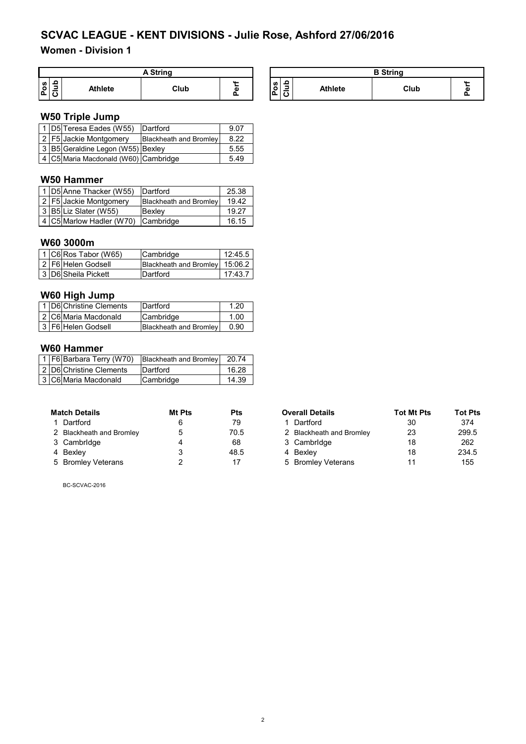# SCVAC LEAGUE - KENT DIVISIONS - Julie Rose, Ashford 27/06/2016

## Women - Division 1

| A String | | | | | B String | | | | |
|---|---|---|---|---|---|---|---|---|---|
| Pos | Club | Athlete | Club | Perf | Pos | Club | Athlete | Club | Perf |

### W50 Triple Jump

| Pos | Club | Athlete | Club | Perf |
|---|---|---|---|---|
| 1 | D5 | Teresa Eades (W55) | Dartford | 9.07 |
| 2 | F5 | Jackie Montgomery | Blackheath and Bromley | 8.22 |
| 3 | B5 | Geraldine Legon (W55) | Bexley | 5.55 |
| 4 | C5 | Maria Macdonald (W60) | Cambridge | 5.49 |

### W50 Hammer

| Pos | Club | Athlete | Club | Perf |
|---|---|---|---|---|
| 1 | D5 | Anne Thacker (W55) | Dartford | 25.38 |
| 2 | F5 | Jackie Montgomery | Blackheath and Bromley | 19.42 |
| 3 | B5 | Liz Slater (W55) | Bexley | 19.27 |
| 4 | C5 | Marlow Hadler (W70) | Cambridge | 16.15 |

### W60 3000m

| Pos | Club | Athlete | Club | Perf |
|---|---|---|---|---|
| 1 | C6 | Ros Tabor (W65) | Cambridge | 12:45.5 |
| 2 | F6 | Helen Godsell | Blackheath and Bromley | 15:06.2 |
| 3 | D6 | Sheila Pickett | Dartford | 17:43.7 |

### W60 High Jump

| Pos | Club | Athlete | Club | Perf |
|---|---|---|---|---|
| 1 | D6 | Christine Clements | Dartford | 1.20 |
| 2 | C6 | Maria Macdonald | Cambridge | 1.00 |
| 3 | F6 | Helen Godsell | Blackheath and Bromley | 0.90 |

### W60 Hammer

| Pos | Club | Athlete | Club | Perf |
|---|---|---|---|---|
| 1 | F6 | Barbara Terry (W70) | Blackheath and Bromley | 20.74 |
| 2 | D6 | Christine Clements | Dartford | 16.28 |
| 3 | C6 | Maria Macdonald | Cambridge | 14.39 |

| Match Details | Mt Pts | Pts |
|---|---|---|
| 1 Dartford | 6 | 79 |
| 2 Blackheath and Bromley | 5 | 70.5 |
| 3 Cambrldge | 4 | 68 |
| 4 Bexley | 3 | 48.5 |
| 5 Bromley Veterans | 2 | 17 |

| Overall Details | Tot Mt Pts | Tot Pts |
|---|---|---|
| 1 Dartford | 30 | 374 |
| 2 Blackheath and Bromley | 23 | 299.5 |
| 3 Cambrldge | 18 | 262 |
| 4 Bexley | 18 | 234.5 |
| 5 Bromley Veterans | 11 | 155 |

BC-SCVAC-2016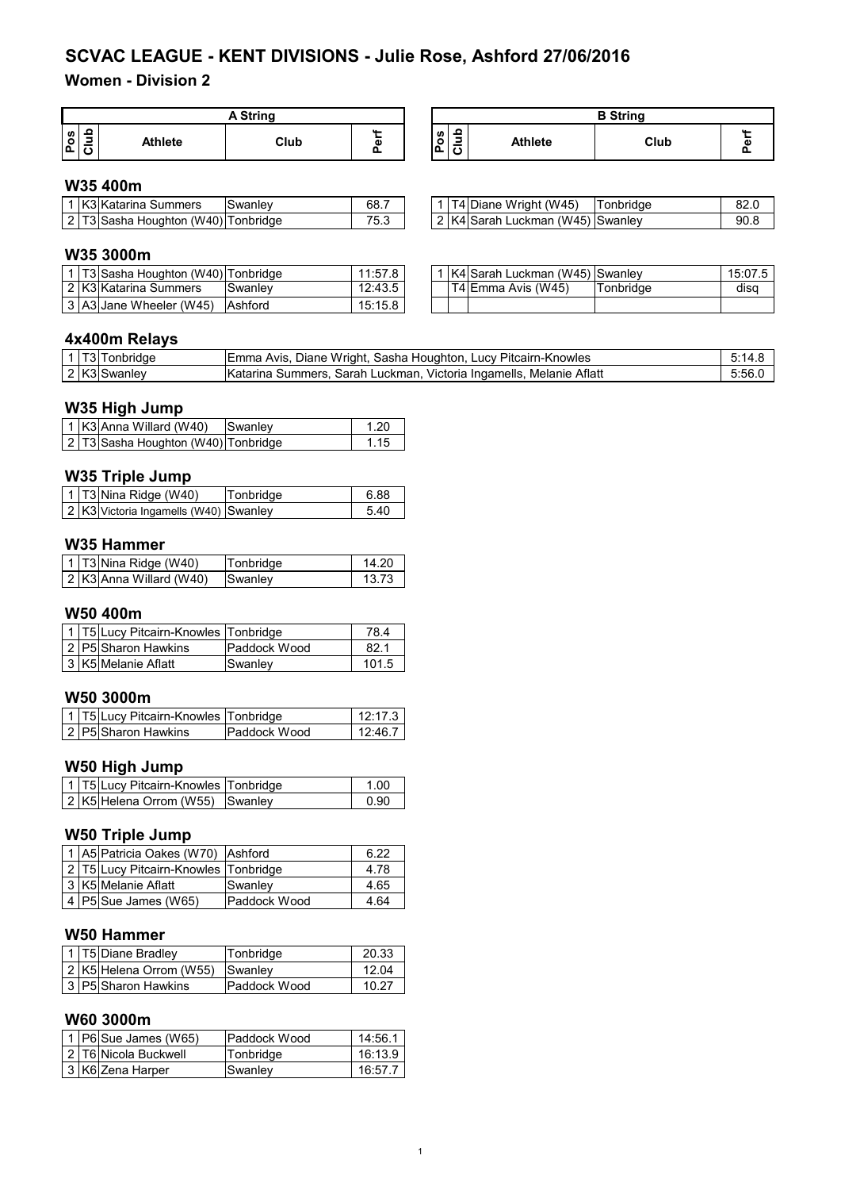# SCVAC LEAGUE - KENT DIVISIONS - Julie Rose, Ashford 27/06/2016

## Women - Division 2

### W35 400m

**A String**

| Pos | Club | Athlete | Club | Perf |
|---|---|---|---|---|
| 1 | K3 | Katarina Summers | Swanley | 68.7 |
| 2 | T3 | Sasha Houghton (W40) | Tonbridge | 75.3 |

**B String**

| Pos | Club | Athlete | Club | Perf |
|---|---|---|---|---|
| 1 | T4 | Diane Wright (W45) | Tonbridge | 82.0 |
| 2 | K4 | Sarah Luckman (W45) | Swanley | 90.8 |

### W35 3000m

**A String**

| Pos | Club | Athlete | Club | Perf |
|---|---|---|---|---|
| 1 | T3 | Sasha Houghton (W40) | Tonbridge | 11:57.8 |
| 2 | K3 | Katarina Summers | Swanley | 12:43.5 |
| 3 | A3 | Jane Wheeler (W45) | Ashford | 15:15.8 |

**B String**

| Pos | Club | Athlete | Club | Perf |
|---|---|---|---|---|
| 1 | K4 | Sarah Luckman (W45) | Swanley | 15:07.5 |
| | T4 | Emma Avis (W45) | Tonbridge | disq |

### 4x400m Relays

| Pos | Club | Team | Athletes | Perf |
|---|---|---|---|---|
| 1 | T3 | Tonbridge | Emma Avis, Diane Wright, Sasha Houghton, Lucy Pitcairn-Knowles | 5:14.8 |
| 2 | K3 | Swanley | Katarina Summers, Sarah Luckman, Victoria Ingamells, Melanie Aflatt | 5:56.0 |

### W35 High Jump

| Pos | Club | Athlete | Club | Perf |
|---|---|---|---|---|
| 1 | K3 | Anna Willard (W40) | Swanley | 1.20 |
| 2 | T3 | Sasha Houghton (W40) | Tonbridge | 1.15 |

### W35 Triple Jump

| Pos | Club | Athlete | Club | Perf |
|---|---|---|---|---|
| 1 | T3 | Nina Ridge (W40) | Tonbridge | 6.88 |
| 2 | K3 | Victoria Ingamells (W40) | Swanley | 5.40 |

### W35 Hammer

| Pos | Club | Athlete | Club | Perf |
|---|---|---|---|---|
| 1 | T3 | Nina Ridge (W40) | Tonbridge | 14.20 |
| 2 | K3 | Anna Willard (W40) | Swanley | 13.73 |

### W50 400m

| Pos | Club | Athlete | Club | Perf |
|---|---|---|---|---|
| 1 | T5 | Lucy Pitcairn-Knowles | Tonbridge | 78.4 |
| 2 | P5 | Sharon Hawkins | Paddock Wood | 82.1 |
| 3 | K5 | Melanie Aflatt | Swanley | 101.5 |

### W50 3000m

| Pos | Club | Athlete | Club | Perf |
|---|---|---|---|---|
| 1 | T5 | Lucy Pitcairn-Knowles | Tonbridge | 12:17.3 |
| 2 | P5 | Sharon Hawkins | Paddock Wood | 12:46.7 |

### W50 High Jump

| Pos | Club | Athlete | Club | Perf |
|---|---|---|---|---|
| 1 | T5 | Lucy Pitcairn-Knowles | Tonbridge | 1.00 |
| 2 | K5 | Helena Orrom (W55) | Swanley | 0.90 |

### W50 Triple Jump

| Pos | Club | Athlete | Club | Perf |
|---|---|---|---|---|
| 1 | A5 | Patricia Oakes (W70) | Ashford | 6.22 |
| 2 | T5 | Lucy Pitcairn-Knowles | Tonbridge | 4.78 |
| 3 | K5 | Melanie Aflatt | Swanley | 4.65 |
| 4 | P5 | Sue James (W65) | Paddock Wood | 4.64 |

### W50 Hammer

| Pos | Club | Athlete | Club | Perf |
|---|---|---|---|---|
| 1 | T5 | Diane Bradley | Tonbridge | 20.33 |
| 2 | K5 | Helena Orrom (W55) | Swanley | 12.04 |
| 3 | P5 | Sharon Hawkins | Paddock Wood | 10.27 |

### W60 3000m

| Pos | Club | Athlete | Club | Perf |
|---|---|---|---|---|
| 1 | P6 | Sue James (W65) | Paddock Wood | 14:56.1 |
| 2 | T6 | Nicola Buckwell | Tonbridge | 16:13.9 |
| 3 | K6 | Zena Harper | Swanley | 16:57.7 |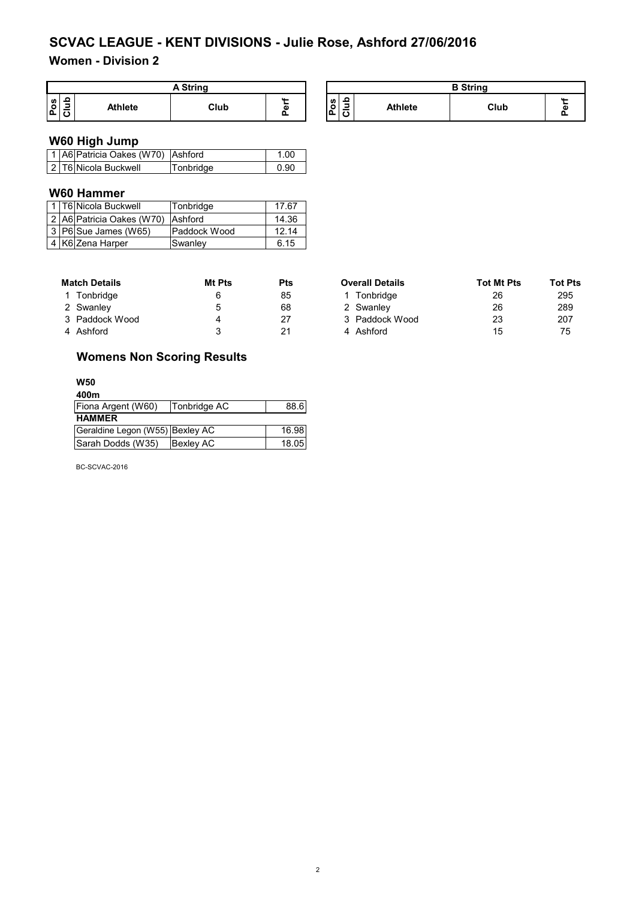# SCVAC LEAGUE - KENT DIVISIONS - Julie Rose, Ashford 27/06/2016

## Women - Division 2

| A String | | | | | B String | | | | |
|---|---|---|---|---|---|---|---|---|---|
| Pos | Club | Athlete | Club | Perf | Pos | Club | Athlete | Club | Perf |

### W60 High Jump

| Pos | Club | Athlete | Club | Perf |
|---|---|---|---|---|
| 1 | A6 | Patricia Oakes (W70) | Ashford | 1.00 |
| 2 | T6 | Nicola Buckwell | Tonbridge | 0.90 |

### W60 Hammer

| Pos | Club | Athlete | Club | Perf |
|---|---|---|---|---|
| 1 | T6 | Nicola Buckwell | Tonbridge | 17.67 |
| 2 | A6 | Patricia Oakes (W70) | Ashford | 14.36 |
| 3 | P6 | Sue James (W65) | Paddock Wood | 12.14 |
| 4 | K6 | Zena Harper | Swanley | 6.15 |

| Match Details | Mt Pts | Pts |
|---|---|---|
| 1 Tonbridge | 6 | 85 |
| 2 Swanley | 5 | 68 |
| 3 Paddock Wood | 4 | 27 |
| 4 Ashford | 3 | 21 |

| Overall Details | Tot Mt Pts | Tot Pts |
|---|---|---|
| 1 Tonbridge | 26 | 295 |
| 2 Swanley | 26 | 289 |
| 3 Paddock Wood | 23 | 207 |
| 4 Ashford | 15 | 75 |

### Womens Non Scoring Results

**W50**

| 400m | | |
|---|---|---|
| Fiona Argent (W60) | Tonbridge AC | 88.6 |
| **HAMMER** | | |
| Geraldine Legon (W55) | Bexley AC | 16.98 |
| Sarah Dodds (W35) | Bexley AC | 18.05 |

BC-SCVAC-2016